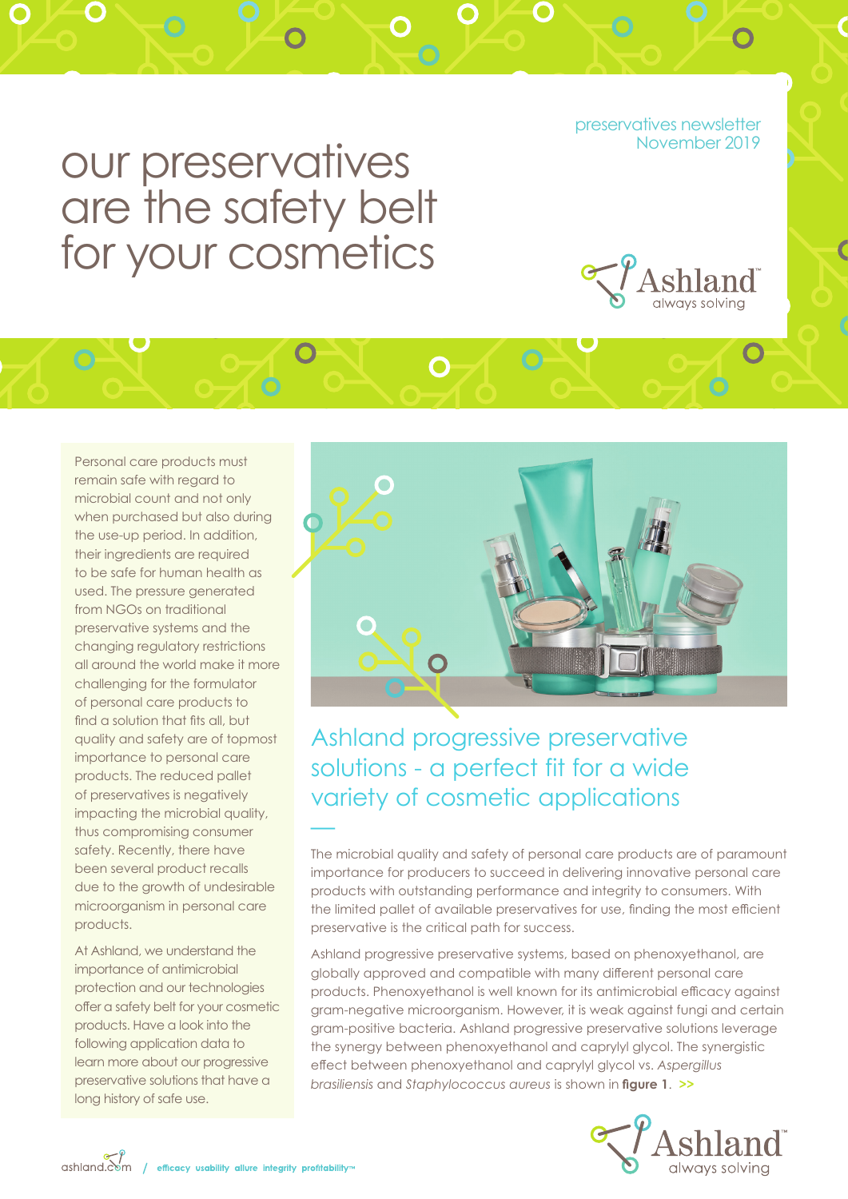preservatives newsletter
November 2019

# our preservatives are the safety belt for your cosmetics

Personal care products must remain safe with regard to microbial count and not only when purchased but also during the use-up period. In addition, their ingredients are required to be safe for human health as used. The pressure generated from NGOs on traditional preservative systems and the changing regulatory restrictions all around the world make it more challenging for the formulator of personal care products to find a solution that fits all, but quality and safety are of topmost importance to personal care products. The reduced pallet of preservatives is negatively impacting the microbial quality, thus compromising consumer safety. Recently, there have been several product recalls due to the growth of undesirable microorganism in personal care products.

At Ashland, we understand the importance of antimicrobial protection and our technologies offer a safety belt for your cosmetic products. Have a look into the following application data to learn more about our progressive preservative solutions that have a long history of safe use.

## Ashland progressive preservative solutions - a perfect fit for a wide variety of cosmetic applications

The microbial quality and safety of personal care products are of paramount importance for producers to succeed in delivering innovative personal care products with outstanding performance and integrity to consumers. With the limited pallet of available preservatives for use, finding the most efficient preservative is the critical path for success.

Ashland progressive preservative systems, based on phenoxyethanol, are globally approved and compatible with many different personal care products. Phenoxyethanol is well known for its antimicrobial efficacy against gram-negative microorganism. However, it is weak against fungi and certain gram-positive bacteria. Ashland progressive preservative solutions leverage the synergy between phenoxyethanol and caprylyl glycol. The synergistic effect between phenoxyethanol and caprylyl glycol vs. *Aspergillus brasiliensis* and *Staphylococcus aureus* is shown in **figure 1**. >>

ashland.com / efficacy usability allure integrity profitability™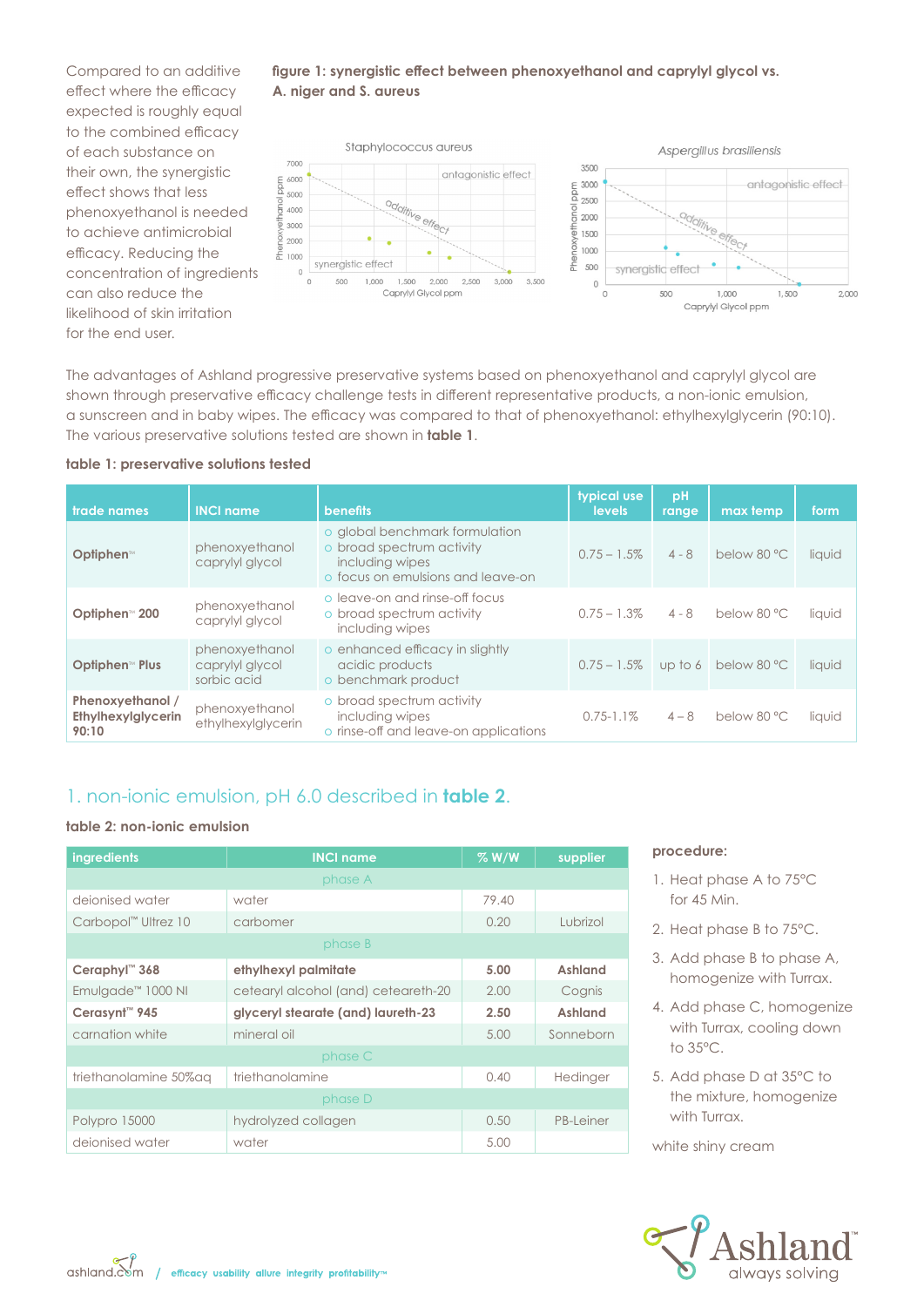Compared to an additive effect where the efficacy expected is roughly equal to the combined efficacy of each substance on their own, the synergistic effect shows that less phenoxyethanol is needed to achieve antimicrobial efficacy. Reducing the concentration of ingredients can also reduce the likelihood of skin irritation for the end user.

**figure 1: synergistic effect between phenoxyethanol and caprylyl glycol vs. A. niger and S. aureus**

The advantages of Ashland progressive preservative systems based on phenoxyethanol and caprylyl glycol are shown through preservative efficacy challenge tests in different representative products, a non-ionic emulsion, a sunscreen and in baby wipes. The efficacy was compared to that of phenoxyethanol: ethylhexylglycerin (90:10). The various preservative solutions tested are shown in **table 1**.

**table 1: preservative solutions tested**

| trade names | INCI name | benefits | typical use levels | pH range | max temp | form |
|---|---|---|---|---|---|---|
| **Optiphen™** | phenoxyethanol caprylyl glycol | ○ global benchmark formulation ○ broad spectrum activity including wipes ○ focus on emulsions and leave-on | 0.75 – 1.5% | 4 - 8 | below 80 °C | liquid |
| **Optiphen™ 200** | phenoxyethanol caprylyl glycol | ○ leave-on and rinse-off focus ○ broad spectrum activity including wipes | 0.75 – 1.3% | 4 - 8 | below 80 °C | liquid |
| **Optiphen™ Plus** | phenoxyethanol caprylyl glycol sorbic acid | ○ enhanced efficacy in slightly acidic products ○ benchmark product | 0.75 – 1.5% | up to 6 | below 80 °C | liquid |
| **Phenoxyethanol / Ethylhexylglycerin 90:10** | phenoxyethanol ethylhexylglycerin | ○ broad spectrum activity including wipes ○ rinse-off and leave-on applications | 0.75-1.1% | 4 – 8 | below 80 °C | liquid |

## 1. non-ionic emulsion, pH 6.0 described in **table 2**.

**table 2: non-ionic emulsion**

| ingredients | INCI name | % W/W | supplier |
|---|---|---|---|
| | phase A | | |
| deionised water | water | 79.40 | |
| Carbopol™ Ultrez 10 | carbomer | 0.20 | Lubrizol |
| | phase B | | |
| **Ceraphyl™ 368** | **ethylhexyl palmitate** | **5.00** | **Ashland** |
| Emulgade™ 1000 NI | cetearyl alcohol (and) ceteareth-20 | 2.00 | Cognis |
| **Cerasynt™ 945** | **glyceryl stearate (and) laureth-23** | **2.50** | **Ashland** |
| carnation white | mineral oil | 5.00 | Sonneborn |
| | phase C | | |
| triethanolamine 50%aq | triethanolamine | 0.40 | Hedinger |
| | phase D | | |
| Polypro 15000 | hydrolyzed collagen | 0.50 | PB-Leiner |
| deionised water | water | 5.00 | |

**procedure:**

1. Heat phase A to 75°C for 45 Min.
2. Heat phase B to 75°C.
3. Add phase B to phase A, homogenize with Turrax.
4. Add phase C, homogenize with Turrax, cooling down to 35°C.
5. Add phase D at 35°C to the mixture, homogenize with Turrax.

white shiny cream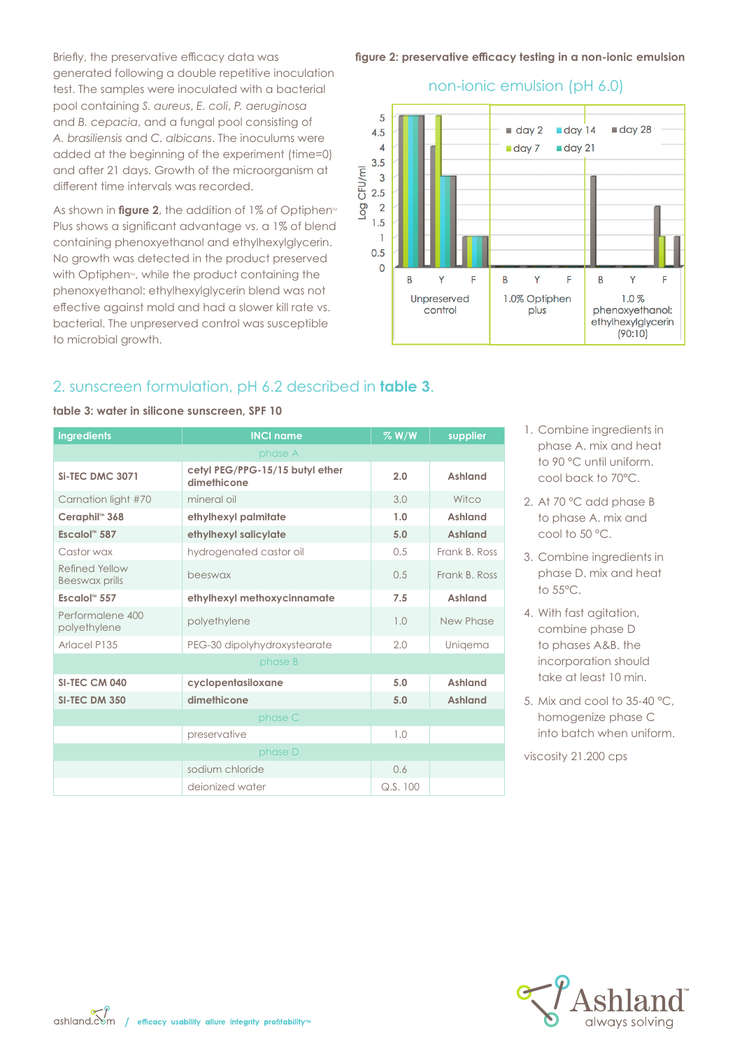Briefly, the preservative efficacy data was generated following a double repetitive inoculation test. The samples were inoculated with a bacterial pool containing *S. aureus*, *E. coli*, *P. aeruginosa* and *B. cepacia*, and a fungal pool consisting of *A. brasiliensis* and *C. albicans*. The inoculums were added at the beginning of the experiment (time=0) and after 21 days. Growth of the microorganism at different time intervals was recorded.

As shown in **figure 2**, the addition of 1% of Optiphen™ Plus shows a significant advantage vs. a 1% of blend containing phenoxyethanol and ethylhexylglycerin. No growth was detected in the product preserved with Optiphen™, while the product containing the phenoxyethanol: ethylhexylglycerin blend was not effective against mold and had a slower kill rate vs. bacterial. The unpreserved control was susceptible to microbial growth.

**figure 2: preservative efficacy testing in a non-ionic emulsion**

non-ionic emulsion (pH 6.0)

Log CFU/ml: 0, 0.5, 1, 1.5, 2, 2.5, 3, 3.5, 4, 4.5, 5

Legend: day 2, day 14, day 28, day 7, day 21

Groups: B, Y, F — Unpreserved control; B, Y, F — 1.0% Optiphen plus; B, Y, F — 1.0 % phenoxyethanol: ethylhexylglycerin (90:10)

## 2. sunscreen formulation, pH 6.2 described in **table 3**.

**table 3: water in silicone sunscreen, SPF 10**

| ingredients | INCI name | % W/W | supplier |
|---|---|---|---|
| | phase A | | |
| **Si-TEC DMC 3071** | **cetyl PEG/PPG-15/15 butyl ether dimethicone** | **2.0** | **Ashland** |
| Carnation light #70 | mineral oil | 3.0 | Witco |
| **Ceraphil™ 368** | **ethylhexyl palmitate** | **1.0** | **Ashland** |
| **Escalol™ 587** | **ethylhexyl salicylate** | **5.0** | **Ashland** |
| Castor wax | hydrogenated castor oil | 0.5 | Frank B. Ross |
| Refined Yellow Beeswax prills | beeswax | 0.5 | Frank B. Ross |
| **Escalol™ 557** | **ethylhexyl methoxycinnamate** | **7.5** | **Ashland** |
| Performalene 400 polyethylene | polyethylene | 1.0 | New Phase |
| Arlacel P135 | PEG-30 dipolyhydroxystearate | 2.0 | Uniqema |
| | phase B | | |
| **SI-TEC CM 040** | **cyclopentasiloxane** | **5.0** | **Ashland** |
| **SI-TEC DM 350** | **dimethicone** | **5.0** | **Ashland** |
| | phase C | | |
| | preservative | 1.0 | |
| | phase D | | |
| | sodium chloride | 0.6 | |
| | deionized water | Q.S. 100 | |

1. Combine ingredients in phase A. mix and heat to 90 °C until uniform. cool back to 70°C.
2. At 70 °C add phase B to phase A. mix and cool to 50 °C.
3. Combine ingredients in phase D. mix and heat to 55°C.
4. With fast agitation, combine phase D to phases A&B. the incorporation should take at least 10 min.
5. Mix and cool to 35-40 °C, homogenize phase C into batch when uniform.

viscosity 21.200 cps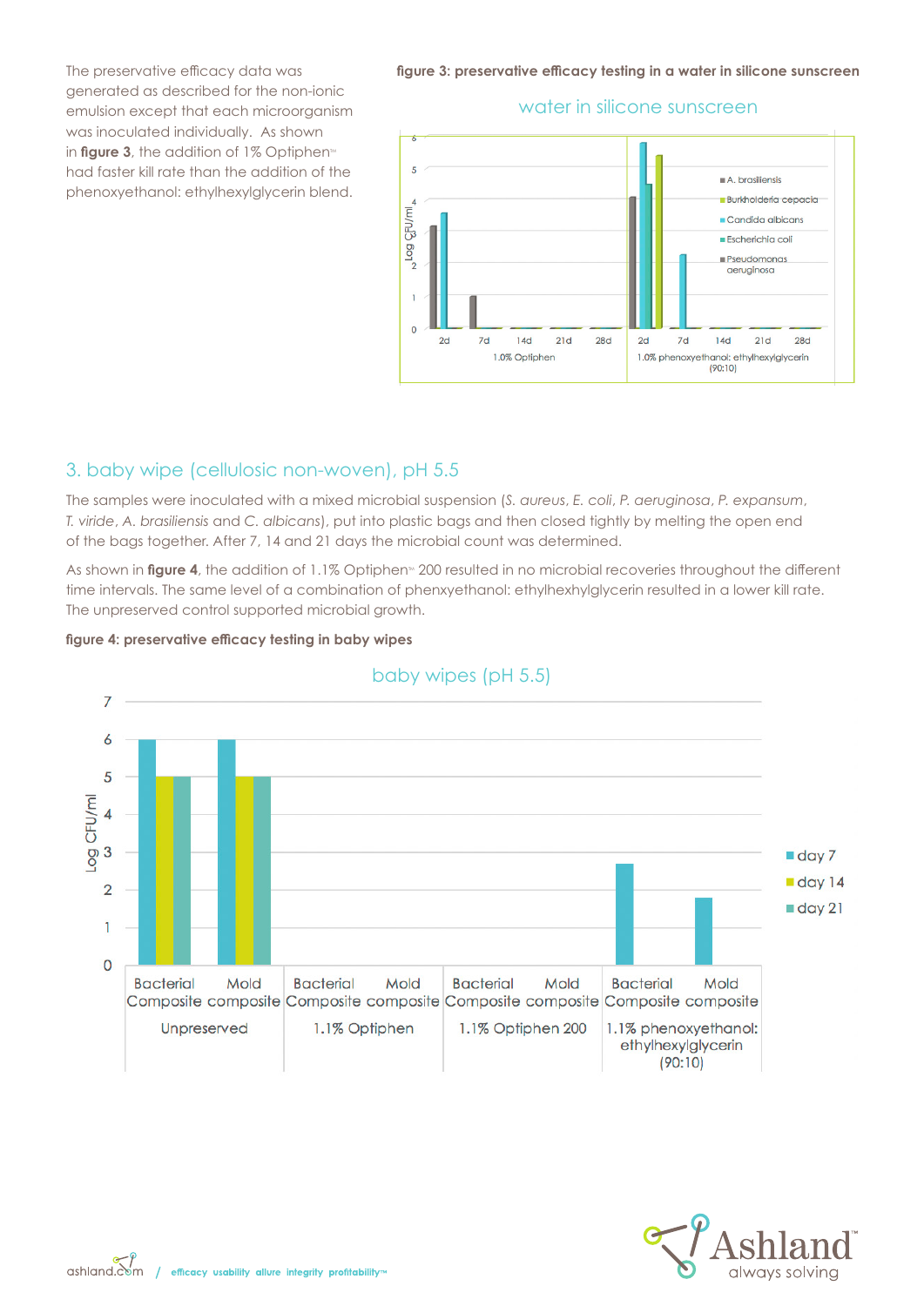The preservative efficacy data was generated as described for the non-ionic emulsion except that each microorganism was inoculated individually. As shown in **figure 3**, the addition of 1% Optiphen™ had faster kill rate than the addition of the phenoxyethanol: ethylhexylglycerin blend.

**figure 3: preservative efficacy testing in a water in silicone sunscreen**

water in silicone sunscreen

## 3. baby wipe (cellulosic non-woven), pH 5.5

The samples were inoculated with a mixed microbial suspension (*S. aureus*, *E. coli*, *P. aeruginosa*, *P. expansum*, *T. viride*, *A. brasiliensis* and *C. albicans*), put into plastic bags and then closed tightly by melting the open end of the bags together. After 7, 14 and 21 days the microbial count was determined.

As shown in **figure 4**, the addition of 1.1% Optiphen™ 200 resulted in no microbial recoveries throughout the different time intervals. The same level of a combination of phenxyethanol: ethylhexhylglycerin resulted in a lower kill rate. The unpreserved control supported microbial growth.

**figure 4: preservative efficacy testing in baby wipes**

baby wipes (pH 5.5)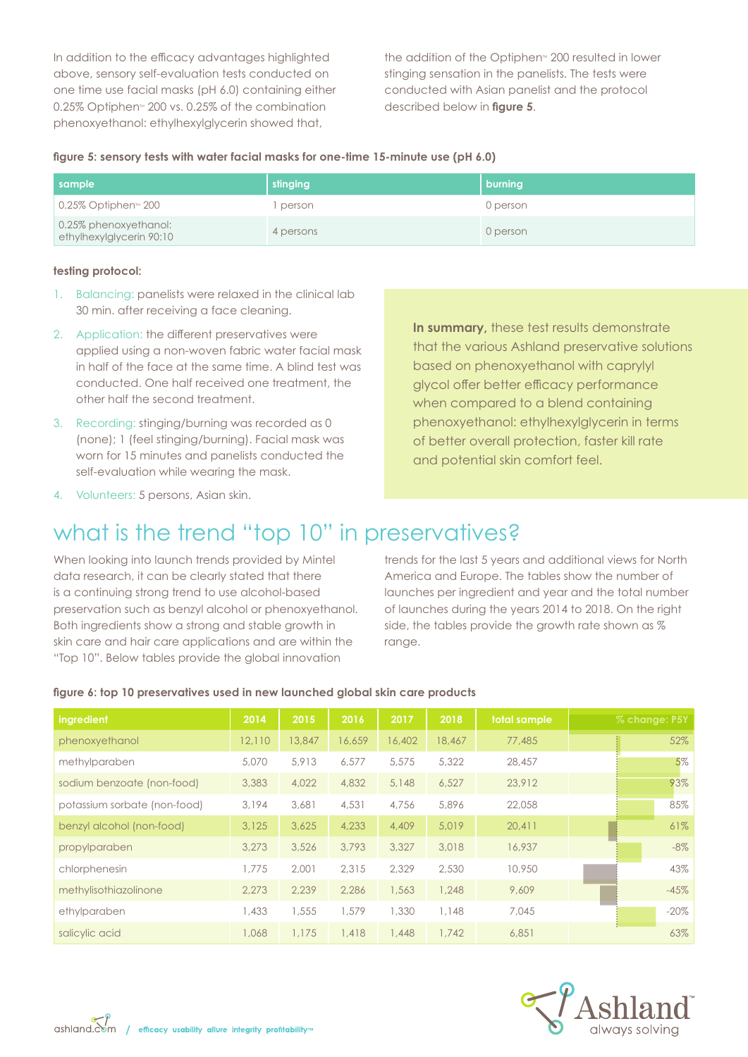In addition to the efficacy advantages highlighted above, sensory self-evaluation tests conducted on one time use facial masks (pH 6.0) containing either 0.25% Optiphen℠ 200 vs. 0.25% of the combination phenoxyethanol: ethylhexylglycerin showed that, the addition of the Optiphen℠ 200 resulted in lower stinging sensation in the panelists. The tests were conducted with Asian panelist and the protocol described below in **figure 5**.

**figure 5: sensory tests with water facial masks for one-time 15-minute use (pH 6.0)**

| sample | stinging | burning |
|---|---|---|
| 0.25% Optiphen℠ 200 | 1 person | 0 person |
| 0.25% phenoxyethanol: ethylhexylglycerin 90:10 | 4 persons | 0 person |

**testing protocol:**

1. Balancing: panelists were relaxed in the clinical lab 30 min. after receiving a face cleaning.
2. Application: the different preservatives were applied using a non-woven fabric water facial mask in half of the face at the same time. A blind test was conducted. One half received one treatment, the other half the second treatment.
3. Recording: stinging/burning was recorded as 0 (none); 1 (feel stinging/burning). Facial mask was worn for 15 minutes and panelists conducted the self-evaluation while wearing the mask.
4. Volunteers: 5 persons, Asian skin.

**In summary,** these test results demonstrate that the various Ashland preservative solutions based on phenoxyethanol with caprylyl glycol offer better efficacy performance when compared to a blend containing phenoxyethanol: ethylhexylglycerin in terms of better overall protection, faster kill rate and potential skin comfort feel.

# what is the trend "top 10" in preservatives?

When looking into launch trends provided by Mintel data research, it can be clearly stated that there is a continuing strong trend to use alcohol-based preservation such as benzyl alcohol or phenoxyethanol. Both ingredients show a strong and stable growth in skin care and hair care applications and are within the "Top 10". Below tables provide the global innovation trends for the last 5 years and additional views for North America and Europe. The tables show the number of launches per ingredient and year and the total number of launches during the years 2014 to 2018. On the right side, the tables provide the growth rate shown as % range.

**figure 6: top 10 preservatives used in new launched global skin care products**

| ingredient | 2014 | 2015 | 2016 | 2017 | 2018 | total sample | % change: P5Y |
|---|---|---|---|---|---|---|---|
| phenoxyethanol | 12,110 | 13,847 | 16,659 | 16,402 | 18,467 | 77,485 | 52% |
| methylparaben | 5,070 | 5,913 | 6,577 | 5,575 | 5,322 | 28,457 | 5% |
| sodium benzoate (non-food) | 3,383 | 4,022 | 4,832 | 5,148 | 6,527 | 23,912 | 93% |
| potassium sorbate (non-food) | 3,194 | 3,681 | 4,531 | 4,756 | 5,896 | 22,058 | 85% |
| benzyl alcohol (non-food) | 3,125 | 3,625 | 4,233 | 4,409 | 5,019 | 20,411 | 61% |
| propylparaben | 3,273 | 3,526 | 3,793 | 3,327 | 3,018 | 16,937 | -8% |
| chlorphenesin | 1,775 | 2,001 | 2,315 | 2,329 | 2,530 | 10,950 | 43% |
| methylisothiazolinone | 2,273 | 2,239 | 2,286 | 1,563 | 1,248 | 9,609 | -45% |
| ethylparaben | 1,433 | 1,555 | 1,579 | 1,330 | 1,148 | 7,045 | -20% |
| salicylic acid | 1,068 | 1,175 | 1,418 | 1,448 | 1,742 | 6,851 | 63% |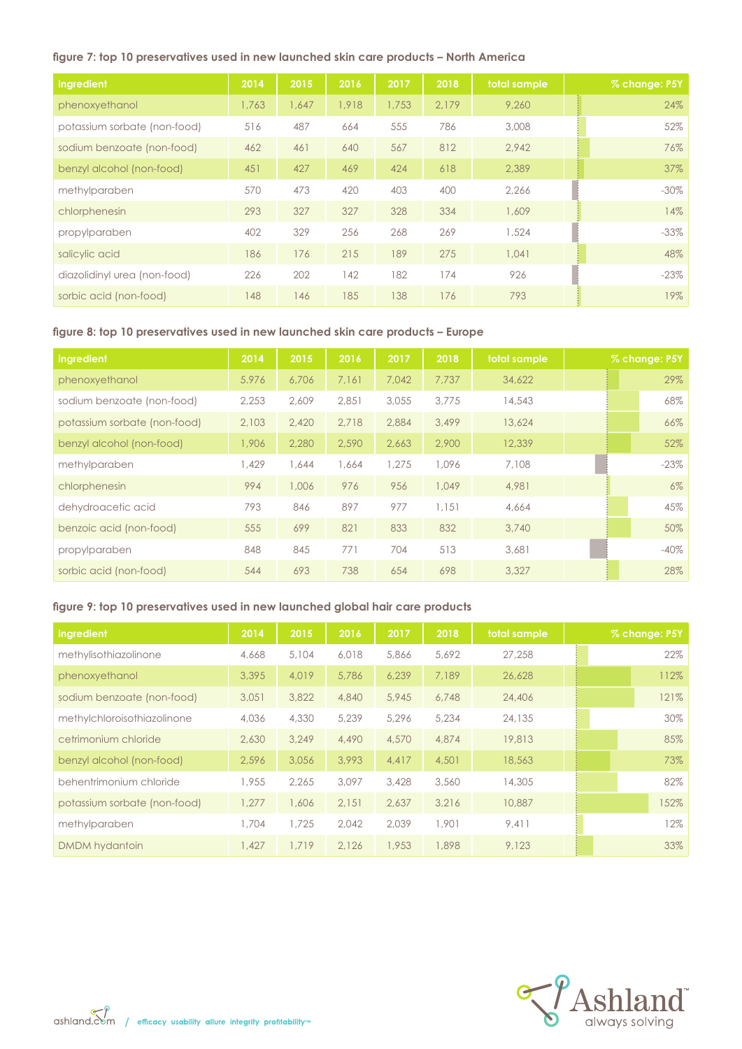**figure 7: top 10 preservatives used in new launched skin care products – North America**

| ingredient | 2014 | 2015 | 2016 | 2017 | 2018 | total sample | % change: P5Y |
|---|---|---|---|---|---|---|---|
| phenoxyethanol | 1,763 | 1,647 | 1,918 | 1,753 | 2,179 | 9,260 | 24% |
| potassium sorbate (non-food) | 516 | 487 | 664 | 555 | 786 | 3,008 | 52% |
| sodium benzoate (non-food) | 462 | 461 | 640 | 567 | 812 | 2,942 | 76% |
| benzyl alcohol (non-food) | 451 | 427 | 469 | 424 | 618 | 2,389 | 37% |
| methylparaben | 570 | 473 | 420 | 403 | 400 | 2,266 | -30% |
| chlorphenesin | 293 | 327 | 327 | 328 | 334 | 1,609 | 14% |
| propylparaben | 402 | 329 | 256 | 268 | 269 | 1,524 | -33% |
| salicylic acid | 186 | 176 | 215 | 189 | 275 | 1,041 | 48% |
| diazolidinyl urea (non-food) | 226 | 202 | 142 | 182 | 174 | 926 | -23% |
| sorbic acid (non-food) | 148 | 146 | 185 | 138 | 176 | 793 | 19% |

**figure 8: top 10 preservatives used in new launched skin care products – Europe**

| ingredient | 2014 | 2015 | 2016 | 2017 | 2018 | total sample | % change: P5Y |
|---|---|---|---|---|---|---|---|
| phenoxyethanol | 5,976 | 6,706 | 7,161 | 7,042 | 7,737 | 34,622 | 29% |
| sodium benzoate (non-food) | 2,253 | 2,609 | 2,851 | 3,055 | 3,775 | 14,543 | 68% |
| potassium sorbate (non-food) | 2,103 | 2,420 | 2,718 | 2,884 | 3,499 | 13,624 | 66% |
| benzyl alcohol (non-food) | 1,906 | 2,280 | 2,590 | 2,663 | 2,900 | 12,339 | 52% |
| methylparaben | 1,429 | 1,644 | 1,664 | 1,275 | 1,096 | 7,108 | -23% |
| chlorphenesin | 994 | 1,006 | 976 | 956 | 1,049 | 4,981 | 6% |
| dehydroacetic acid | 793 | 846 | 897 | 977 | 1,151 | 4,664 | 45% |
| benzoic acid (non-food) | 555 | 699 | 821 | 833 | 832 | 3,740 | 50% |
| propylparaben | 848 | 845 | 771 | 704 | 513 | 3,681 | -40% |
| sorbic acid (non-food) | 544 | 693 | 738 | 654 | 698 | 3,327 | 28% |

**figure 9: top 10 preservatives used in new launched global hair care products**

| ingredient | 2014 | 2015 | 2016 | 2017 | 2018 | total sample | % change: P5Y |
|---|---|---|---|---|---|---|---|
| methylisothiazolinone | 4,668 | 5,104 | 6,018 | 5,866 | 5,692 | 27,258 | 22% |
| phenoxyethanol | 3,395 | 4,019 | 5,786 | 6,239 | 7,189 | 26,628 | 112% |
| sodium benzoate (non-food) | 3,051 | 3,822 | 4,840 | 5,945 | 6,748 | 24,406 | 121% |
| methylchloroisothiazolinone | 4,036 | 4,330 | 5,239 | 5,296 | 5,234 | 24,135 | 30% |
| cetrimonium chloride | 2,630 | 3,249 | 4,490 | 4,570 | 4,874 | 19,813 | 85% |
| benzyl alcohol (non-food) | 2,596 | 3,056 | 3,993 | 4,417 | 4,501 | 18,563 | 73% |
| behentrimonium chloride | 1,955 | 2,265 | 3,097 | 3,428 | 3,560 | 14,305 | 82% |
| potassium sorbate (non-food) | 1,277 | 1,606 | 2,151 | 2,637 | 3,216 | 10,887 | 152% |
| methylparaben | 1,704 | 1,725 | 2,042 | 2,039 | 1,901 | 9,411 | 12% |
| DMDM hydantoin | 1,427 | 1,719 | 2,126 | 1,953 | 1,898 | 9,123 | 33% |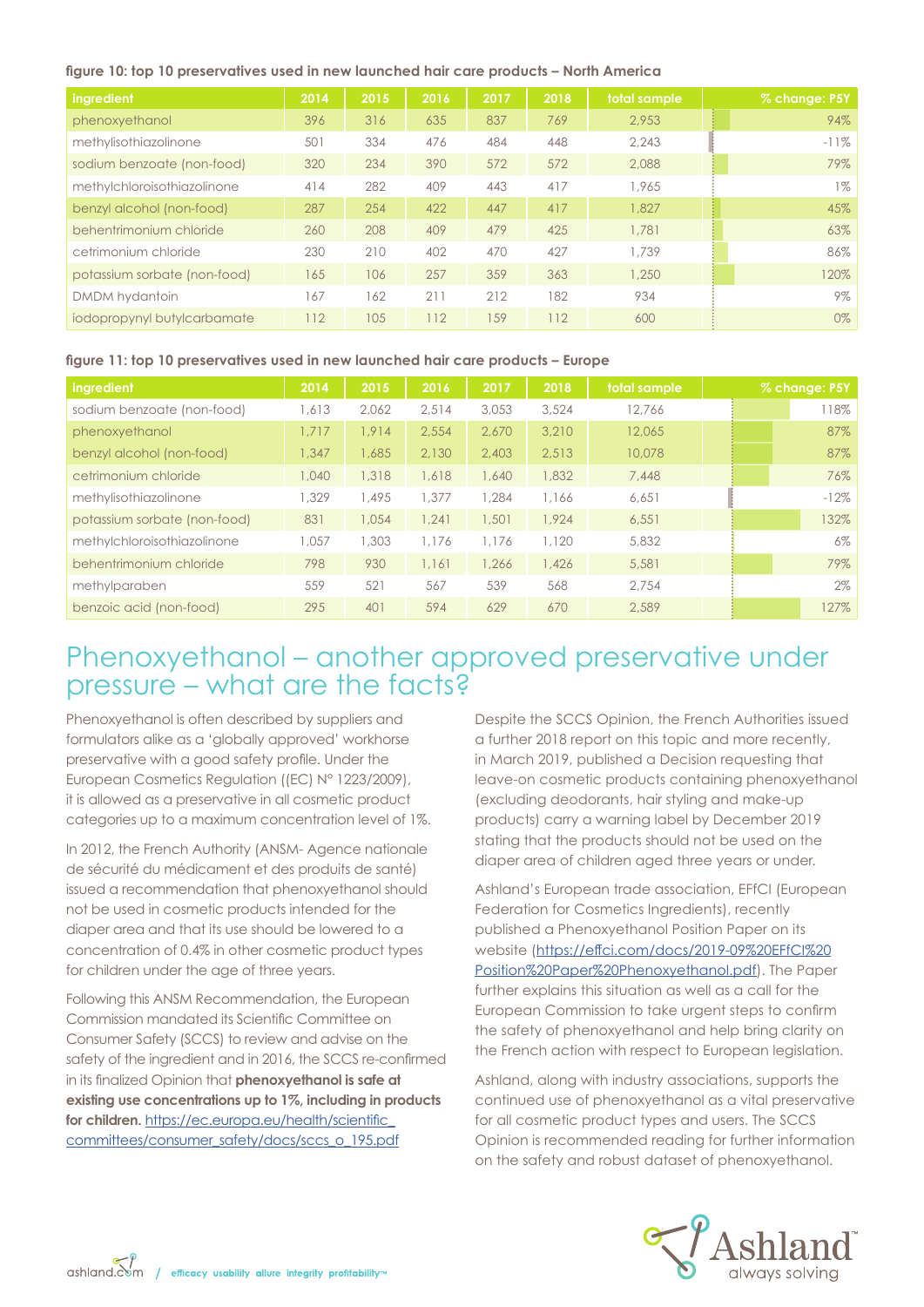**figure 10: top 10 preservatives used in new launched hair care products – North America**

| ingredient | 2014 | 2015 | 2016 | 2017 | 2018 | total sample | % change: P5Y |
|---|---|---|---|---|---|---|---|
| phenoxyethanol | 396 | 316 | 635 | 837 | 769 | 2,953 | 94% |
| methylisothiazolinone | 501 | 334 | 476 | 484 | 448 | 2,243 | -11% |
| sodium benzoate (non-food) | 320 | 234 | 390 | 572 | 572 | 2,088 | 79% |
| methylchloroisothiazolinone | 414 | 282 | 409 | 443 | 417 | 1,965 | 1% |
| benzyl alcohol (non-food) | 287 | 254 | 422 | 447 | 417 | 1,827 | 45% |
| behentrimonium chloride | 260 | 208 | 409 | 479 | 425 | 1,781 | 63% |
| cetrimonium chloride | 230 | 210 | 402 | 470 | 427 | 1,739 | 86% |
| potassium sorbate (non-food) | 165 | 106 | 257 | 359 | 363 | 1,250 | 120% |
| DMDM hydantoin | 167 | 162 | 211 | 212 | 182 | 934 | 9% |
| iodopropynyl butylcarbamate | 112 | 105 | 112 | 159 | 112 | 600 | 0% |

**figure 11: top 10 preservatives used in new launched hair care products – Europe**

| ingredient | 2014 | 2015 | 2016 | 2017 | 2018 | total sample | % change: P5Y |
|---|---|---|---|---|---|---|---|
| sodium benzoate (non-food) | 1,613 | 2,062 | 2,514 | 3,053 | 3,524 | 12,766 | 118% |
| phenoxyethanol | 1,717 | 1,914 | 2,554 | 2,670 | 3,210 | 12,065 | 87% |
| benzyl alcohol (non-food) | 1,347 | 1,685 | 2,130 | 2,403 | 2,513 | 10,078 | 87% |
| cetrimonium chloride | 1,040 | 1,318 | 1,618 | 1,640 | 1,832 | 7,448 | 76% |
| methylisothiazolinone | 1,329 | 1,495 | 1,377 | 1,284 | 1,166 | 6,651 | -12% |
| potassium sorbate (non-food) | 831 | 1,054 | 1,241 | 1,501 | 1,924 | 6,551 | 132% |
| methylchloroisothiazolinone | 1,057 | 1,303 | 1,176 | 1,176 | 1,120 | 5,832 | 6% |
| behentrimonium chloride | 798 | 930 | 1,161 | 1,266 | 1,426 | 5,581 | 79% |
| methylparaben | 559 | 521 | 567 | 539 | 568 | 2,754 | 2% |
| benzoic acid (non-food) | 295 | 401 | 594 | 629 | 670 | 2,589 | 127% |

# Phenoxyethanol – another approved preservative under pressure – what are the facts?

Phenoxyethanol is often described by suppliers and formulators alike as a 'globally approved' workhorse preservative with a good safety profile. Under the European Cosmetics Regulation ((EC) N° 1223/2009), it is allowed as a preservative in all cosmetic product categories up to a maximum concentration level of 1%.

In 2012, the French Authority (ANSM- Agence nationale de sécurité du médicament et des produits de santé) issued a recommendation that phenoxyethanol should not be used in cosmetic products intended for the diaper area and that its use should be lowered to a concentration of 0.4% in other cosmetic product types for children under the age of three years.

Following this ANSM Recommendation, the European Commission mandated its Scientific Committee on Consumer Safety (SCCS) to review and advise on the safety of the ingredient and in 2016, the SCCS re-confirmed in its finalized Opinion that **phenoxyethanol is safe at existing use concentrations up to 1%, including in products for children.** https://ec.europa.eu/health/scientific_committees/consumer_safety/docs/sccs_o_195.pdf

Despite the SCCS Opinion, the French Authorities issued a further 2018 report on this topic and more recently, in March 2019, published a Decision requesting that leave-on cosmetic products containing phenoxyethanol (excluding deodorants, hair styling and make-up products) carry a warning label by December 2019 stating that the products should not be used on the diaper area of children aged three years or under.

Ashland's European trade association, EFfCI (European Federation for Cosmetics Ingredients), recently published a Phenoxyethanol Position Paper on its website (https://effci.com/docs/2019-09%20EFfCI%20Position%20Paper%20Phenoxyethanol.pdf). The Paper further explains this situation as well as a call for the European Commission to take urgent steps to confirm the safety of phenoxyethanol and help bring clarity on the French action with respect to European legislation.

Ashland, along with industry associations, supports the continued use of phenoxyethanol as a vital preservative for all cosmetic product types and users. The SCCS Opinion is recommended reading for further information on the safety and robust dataset of phenoxyethanol.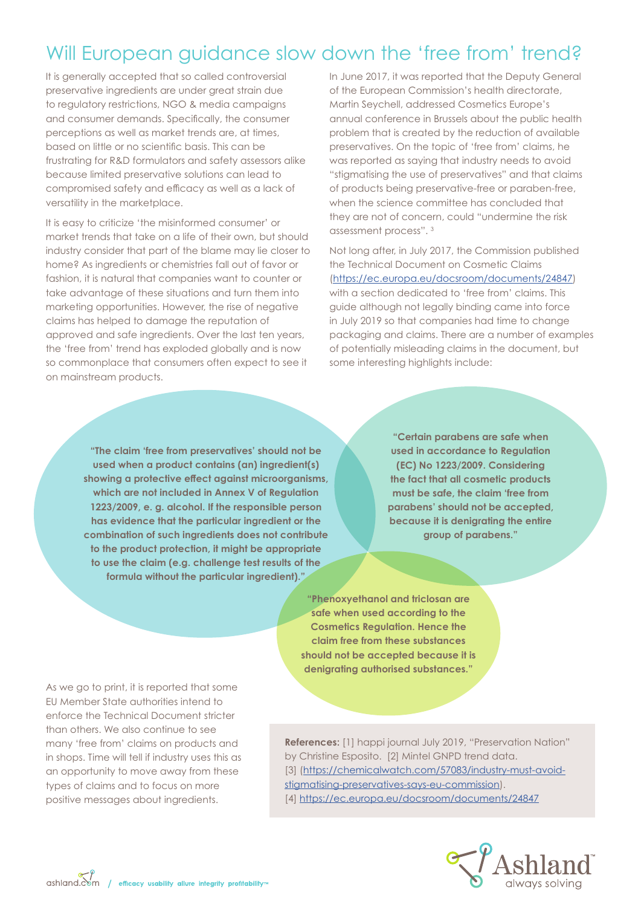# Will European guidance slow down the 'free from' trend?

It is generally accepted that so called controversial preservative ingredients are under great strain due to regulatory restrictions, NGO & media campaigns and consumer demands. Specifically, the consumer perceptions as well as market trends are, at times, based on little or no scientific basis. This can be frustrating for R&D formulators and safety assessors alike because limited preservative solutions can lead to compromised safety and efficacy as well as a lack of versatility in the marketplace.

It is easy to criticize 'the misinformed consumer' or market trends that take on a life of their own, but should industry consider that part of the blame may lie closer to home? As ingredients or chemistries fall out of favor or fashion, it is natural that companies want to counter or take advantage of these situations and turn them into marketing opportunities. However, the rise of negative claims has helped to damage the reputation of approved and safe ingredients. Over the last ten years, the 'free from' trend has exploded globally and is now so commonplace that consumers often expect to see it on mainstream products.

In June 2017, it was reported that the Deputy General of the European Commission's health directorate, Martin Seychell, addressed Cosmetics Europe's annual conference in Brussels about the public health problem that is created by the reduction of available preservatives. On the topic of 'free from' claims, he was reported as saying that industry needs to avoid "stigmatising the use of preservatives" and that claims of products being preservative-free or paraben-free, when the science committee has concluded that they are not of concern, could "undermine the risk assessment process". [3]

Not long after, in July 2017, the Commission published the Technical Document on Cosmetic Claims (https://ec.europa.eu/docsroom/documents/24847) with a section dedicated to 'free from' claims. This guide although not legally binding came into force in July 2019 so that companies had time to change packaging and claims. There are a number of examples of potentially misleading claims in the document, but some interesting highlights include:

**"The claim 'free from preservatives' should not be used when a product contains (an) ingredient(s) showing a protective effect against microorganisms, which are not included in Annex V of Regulation 1223/2009, e. g. alcohol. If the responsible person has evidence that the particular ingredient or the combination of such ingredients does not contribute to the product protection, it might be appropriate to use the claim (e.g. challenge test results of the formula without the particular ingredient)."**

**"Certain parabens are safe when used in accordance to Regulation (EC) No 1223/2009. Considering the fact that all cosmetic products must be safe, the claim 'free from parabens' should not be accepted, because it is denigrating the entire group of parabens."**

**"Phenoxyethanol and triclosan are safe when used according to the Cosmetics Regulation. Hence the claim free from these substances should not be accepted because it is denigrating authorised substances."**

As we go to print, it is reported that some EU Member State authorities intend to enforce the Technical Document stricter than others. We also continue to see many 'free from' claims on products and in shops. Time will tell if industry uses this as an opportunity to move away from these types of claims and to focus on more positive messages about ingredients.

**References:** [1] happi journal July 2019, "Preservation Nation" by Christine Esposito. [2] Mintel GNPD trend data.
[3] (https://chemicalwatch.com/57083/industry-must-avoid-stigmatising-preservatives-says-eu-commission).
[4] https://ec.europa.eu/docsroom/documents/24847

Ashland™ always solving

ashland.com / efficacy usability allure integrity profitability™